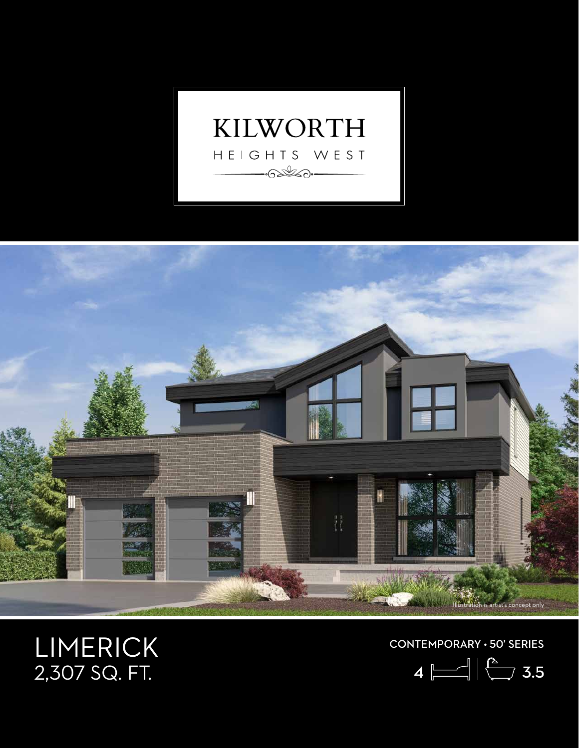# KILWORTH

HEIGHTS WEST

Illustration is artist's concept only

## LIMERICK

2,307 SQ. FT.

CONTEMPORARY • 50' SERIES

4 | 3.5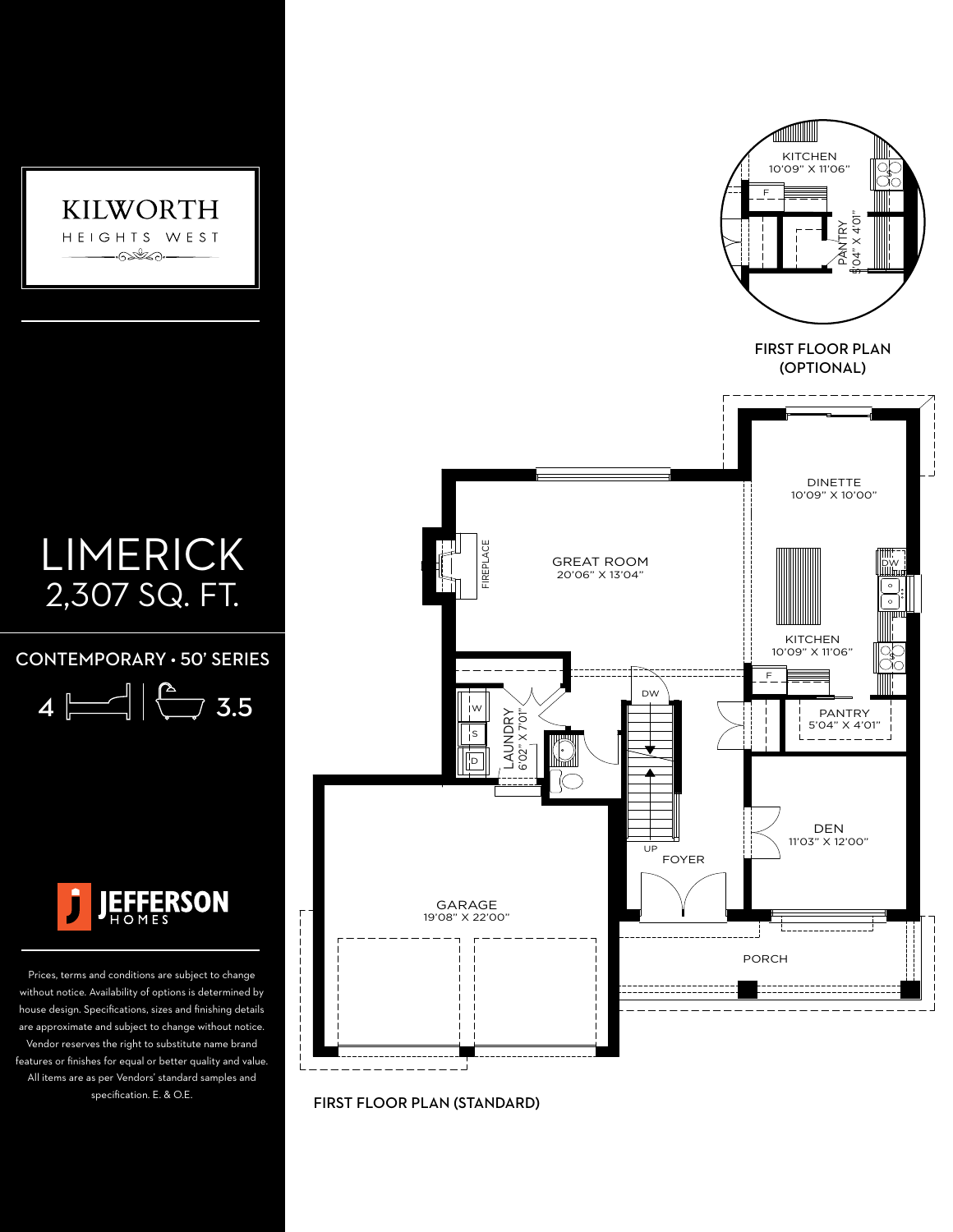KILWORTH

HEIGHTS WEST

# LIMERICK

## 2,307 SQ. FT.

CONTEMPORARY • 50' SERIES

4 | 3.5

JEFFERSON HOMES

Prices, terms and conditions are subject to change without notice. Availability of options is determined by house design. Specifications, sizes and finishing details are approximate and subject to change without notice. Vendor reserves the right to substitute name brand features or finishes for equal or better quality and value. All items are as per Vendors' standard samples and specification. E. & O.E.

KITCHEN
10'09" X 11'06"

PANTRY
5'04" X 4'01"

FIRST FLOOR PLAN (OPTIONAL)

DINETTE
10'09" X 10'00"

GREAT ROOM
20'06" X 13'04"

FIREPLACE

KITCHEN
10'09" X 11'06"

LAUNDRY
6'02" X 7'01"

PANTRY
5'04" X 4'01"

DEN
11'03" X 12'00"

FOYER

GARAGE
19'08" X 22'00"

PORCH

FIRST FLOOR PLAN (STANDARD)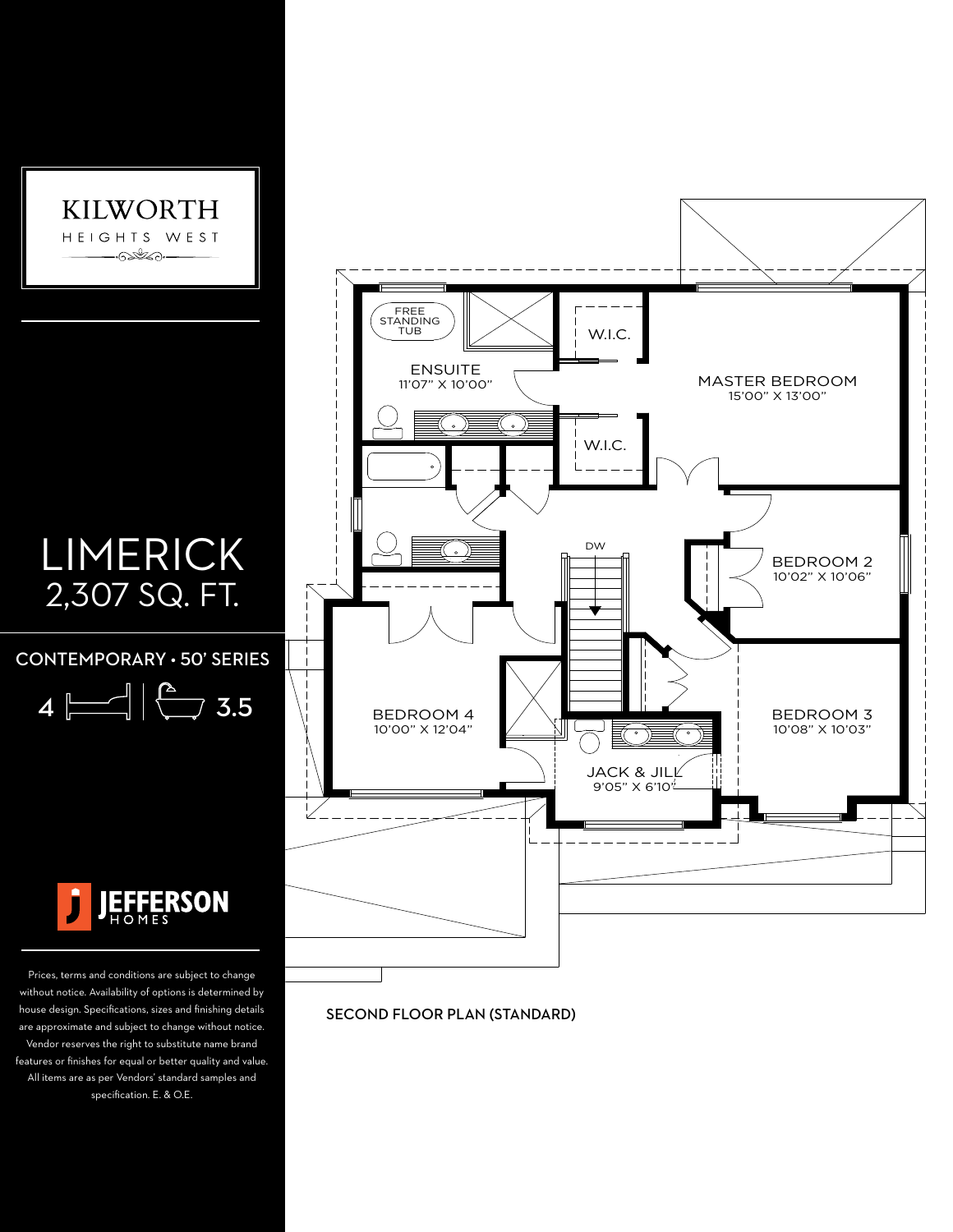# KILWORTH
HEIGHTS WEST

# LIMERICK
## 2,307 SQ. FT.

CONTEMPORARY • 50' SERIES

4 | 3.5

JEFFERSON HOMES

Prices, terms and conditions are subject to change without notice. Availability of options is determined by house design. Specifications, sizes and finishing details are approximate and subject to change without notice. Vendor reserves the right to substitute name brand features or finishes for equal or better quality and value. All items are as per Vendors' standard samples and specification. E. & O.E.

FREE STANDING TUB

ENSUITE
11'07" X 10'00"

W.I.C.

W.I.C.

MASTER BEDROOM
15'00" X 13'00"

DW

BEDROOM 2
10'02" X 10'06"

BEDROOM 4
10'00" X 12'04"

BEDROOM 3
10'08" X 10'03"

JACK & JILL
9'05" X 6'10"

SECOND FLOOR PLAN (STANDARD)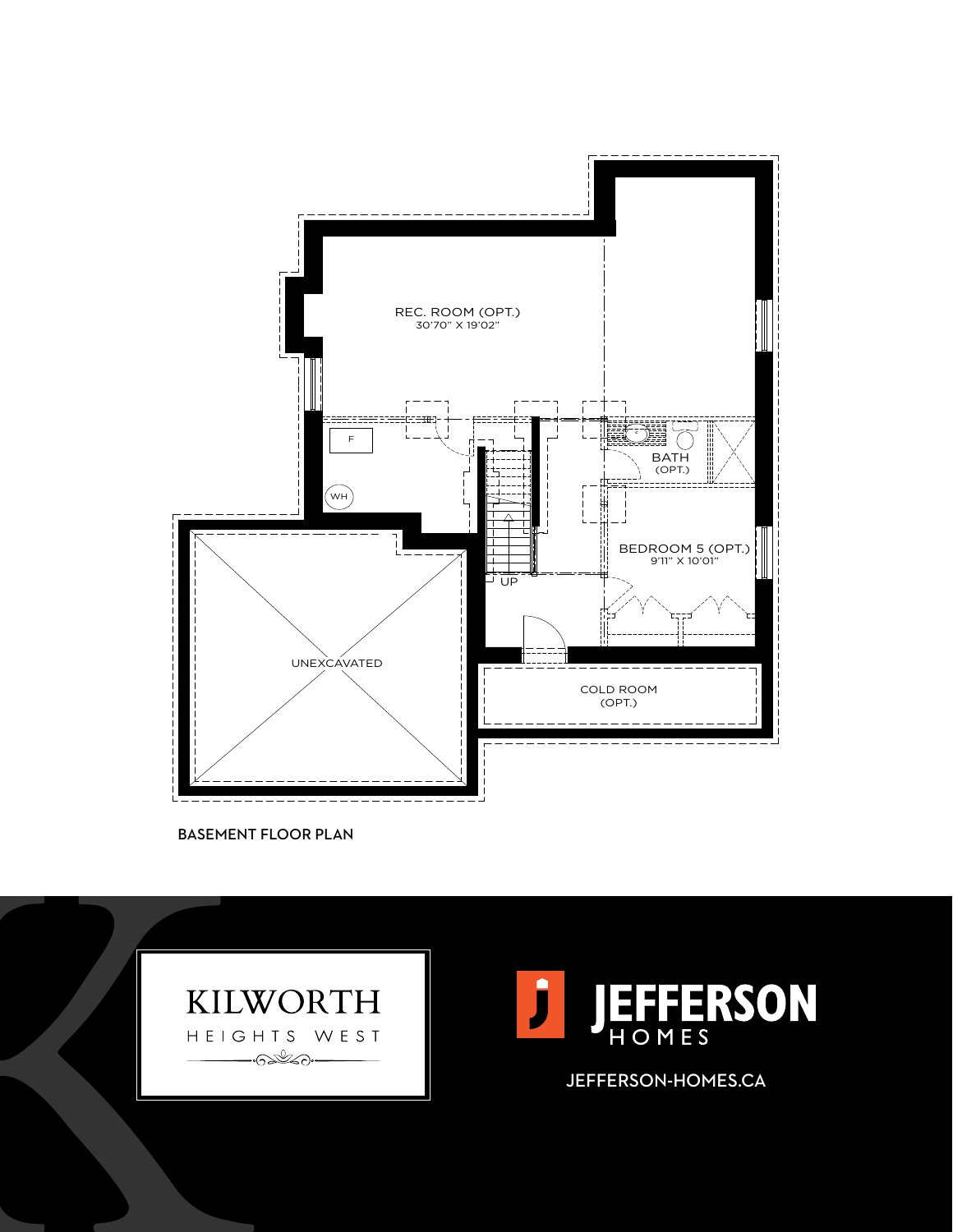REC. ROOM (OPT.)
30'70" X 19'02"

F

WH

BATH
(OPT.)

UP

BEDROOM 5 (OPT.)
9'11" X 10'01"

UNEXCAVATED

COLD ROOM
(OPT.)

BASEMENT FLOOR PLAN

KILWORTH
HEIGHTS WEST

JEFFERSON
HOMES

JEFFERSON-HOMES.CA